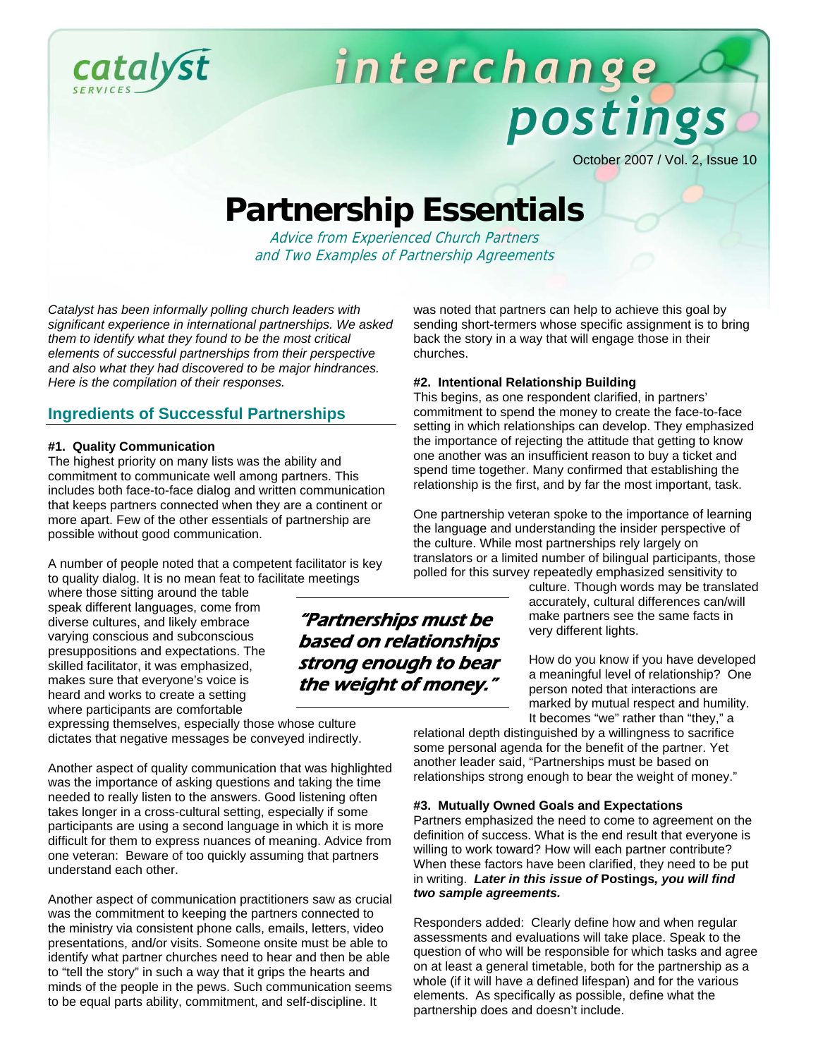catalyst SERVICES

# interchange postings

October 2007 / Vol. 2, Issue 10

# Partnership Essentials

*Advice from Experienced Church Partners and Two Examples of Partnership Agreements*

*Catalyst has been informally polling church leaders with significant experience in international partnerships. We asked them to identify what they found to be the most critical elements of successful partnerships from their perspective and also what they had discovered to be major hindrances. Here is the compilation of their responses.*

## Ingredients of Successful Partnerships

**#1. Quality Communication**

The highest priority on many lists was the ability and commitment to communicate well among partners. This includes both face-to-face dialog and written communication that keeps partners connected when they are a continent or more apart. Few of the other essentials of partnership are possible without good communication.

A number of people noted that a competent facilitator is key to quality dialog. It is no mean feat to facilitate meetings where those sitting around the table speak different languages, come from diverse cultures, and likely embrace varying conscious and subconscious presuppositions and expectations. The skilled facilitator, it was emphasized, makes sure that everyone's voice is heard and works to create a setting where participants are comfortable expressing themselves, especially those whose culture dictates that negative messages be conveyed indirectly.

Another aspect of quality communication that was highlighted was the importance of asking questions and taking the time needed to really listen to the answers. Good listening often takes longer in a cross-cultural setting, especially if some participants are using a second language in which it is more difficult for them to express nuances of meaning. Advice from one veteran: Beware of too quickly assuming that partners understand each other.

Another aspect of communication practitioners saw as crucial was the commitment to keeping the partners connected to the ministry via consistent phone calls, emails, letters, video presentations, and/or visits. Someone onsite must be able to identify what partner churches need to hear and then be able to "tell the story" in such a way that it grips the hearts and minds of the people in the pews. Such communication seems to be equal parts ability, commitment, and self-discipline. It was noted that partners can help to achieve this goal by sending short-termers whose specific assignment is to bring back the story in a way that will engage those in their churches.

**#2. Intentional Relationship Building**

This begins, as one respondent clarified, in partners' commitment to spend the money to create the face-to-face setting in which relationships can develop. They emphasized the importance of rejecting the attitude that getting to know one another was an insufficient reason to buy a ticket and spend time together. Many confirmed that establishing the relationship is the first, and by far the most important, task.

One partnership veteran spoke to the importance of learning the language and understanding the insider perspective of the culture. While most partnerships rely largely on translators or a limited number of bilingual participants, those polled for this survey repeatedly emphasized sensitivity to culture. Though words may be translated accurately, cultural differences can/will make partners see the same facts in very different lights.

> *"Partnerships must be based on relationships strong enough to bear the weight of money."*

How do you know if you have developed a meaningful level of relationship? One person noted that interactions are marked by mutual respect and humility. It becomes "we" rather than "they," a relational depth distinguished by a willingness to sacrifice some personal agenda for the benefit of the partner. Yet another leader said, "Partnerships must be based on relationships strong enough to bear the weight of money."

**#3. Mutually Owned Goals and Expectations**

Partners emphasized the need to come to agreement on the definition of success. What is the end result that everyone is willing to work toward? How will each partner contribute? When these factors have been clarified, they need to be put in writing. ***Later in this issue of* Postings*, you will find two sample agreements.***

Responders added: Clearly define how and when regular assessments and evaluations will take place. Speak to the question of who will be responsible for which tasks and agree on at least a general timetable, both for the partnership as a whole (if it will have a defined lifespan) and for the various elements. As specifically as possible, define what the partnership does and doesn't include.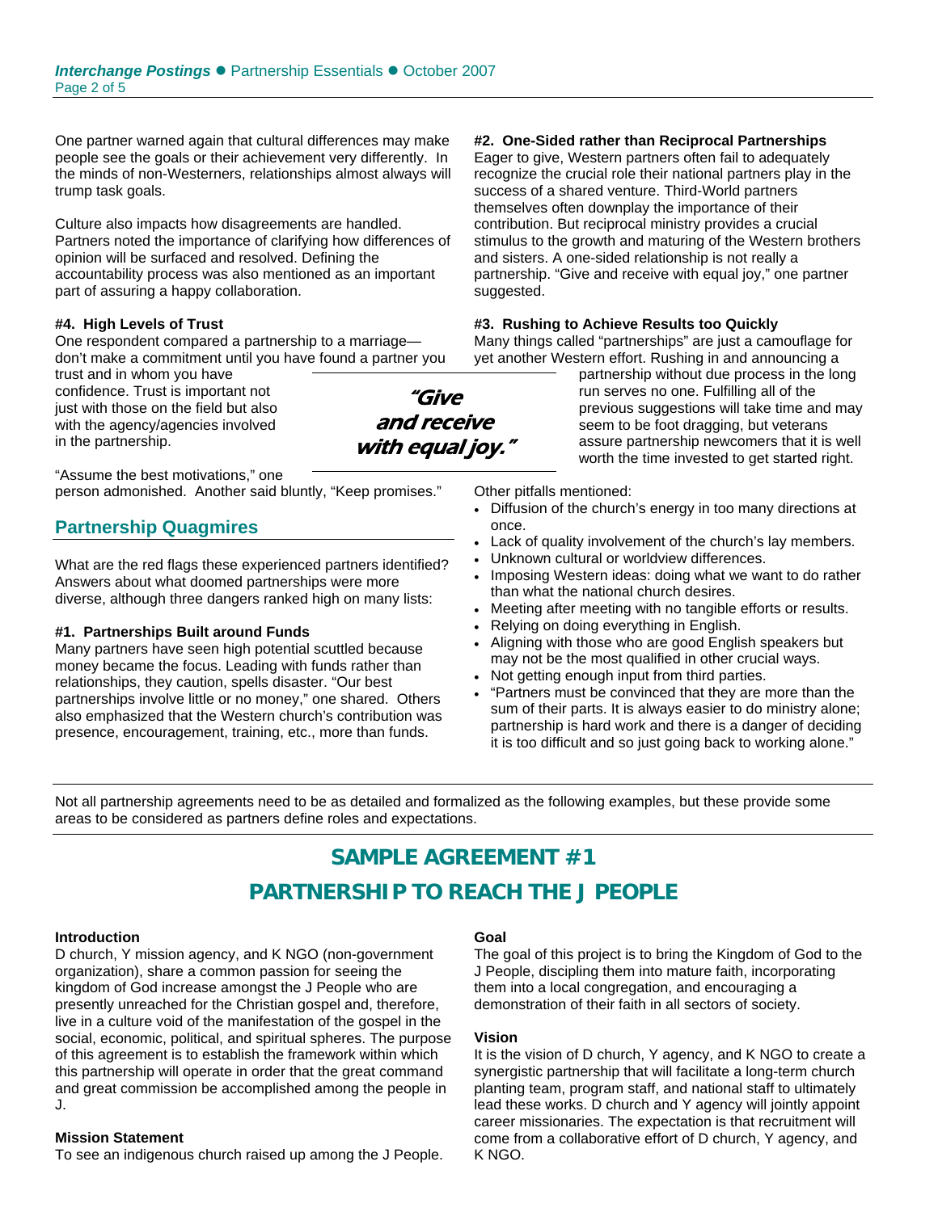One partner warned again that cultural differences may make people see the goals or their achievement very differently. In the minds of non-Westerners, relationships almost always will trump task goals.

Culture also impacts how disagreements are handled. Partners noted the importance of clarifying how differences of opinion will be surfaced and resolved. Defining the accountability process was also mentioned as an important part of assuring a happy collaboration.

**#4. High Levels of Trust**

One respondent compared a partnership to a marriage—don't make a commitment until you have found a partner you trust and in whom you have confidence. Trust is important not just with those on the field but also with the agency/agencies involved in the partnership.

"Assume the best motivations," one person admonished. Another said bluntly, "Keep promises."

## Partnership Quagmires

What are the red flags these experienced partners identified? Answers about what doomed partnerships were more diverse, although three dangers ranked high on many lists:

**#1. Partnerships Built around Funds**

Many partners have seen high potential scuttled because money became the focus. Leading with funds rather than relationships, they caution, spells disaster. "Our best partnerships involve little or no money," one shared. Others also emphasized that the Western church's contribution was presence, encouragement, training, etc., more than funds.

**#2. One-Sided rather than Reciprocal Partnerships**

Eager to give, Western partners often fail to adequately recognize the crucial role their national partners play in the success of a shared venture. Third-World partners themselves often downplay the importance of their contribution. But reciprocal ministry provides a crucial stimulus to the growth and maturing of the Western brothers and sisters. A one-sided relationship is not really a partnership. "Give and receive with equal joy," one partner suggested.

**#3. Rushing to Achieve Results too Quickly**

Many things called "partnerships" are just a camouflage for yet another Western effort. Rushing in and announcing a partnership without due process in the long run serves no one. Fulfilling all of the previous suggestions will take time and may seem to be foot dragging, but veterans assure partnership newcomers that it is well worth the time invested to get started right.

***"Give and receive with equal joy."***

Other pitfalls mentioned:

- Diffusion of the church's energy in too many directions at once.
- Lack of quality involvement of the church's lay members.
- Unknown cultural or worldview differences.
- Imposing Western ideas: doing what we want to do rather than what the national church desires.
- Meeting after meeting with no tangible efforts or results.
- Relying on doing everything in English.
- Aligning with those who are good English speakers but may not be the most qualified in other crucial ways.
- Not getting enough input from third parties.
- "Partners must be convinced that they are more than the sum of their parts. It is always easier to do ministry alone; partnership is hard work and there is a danger of deciding it is too difficult and so just going back to working alone."

---

Not all partnership agreements need to be as detailed and formalized as the following examples, but these provide some areas to be considered as partners define roles and expectations.

---

# SAMPLE AGREEMENT #1
# PARTNERSHIP TO REACH THE J PEOPLE

**Introduction**

D church, Y mission agency, and K NGO (non-government organization), share a common passion for seeing the kingdom of God increase amongst the J People who are presently unreached for the Christian gospel and, therefore, live in a culture void of the manifestation of the gospel in the social, economic, political, and spiritual spheres. The purpose of this agreement is to establish the framework within which this partnership will operate in order that the great command and great commission be accomplished among the people in J.

**Mission Statement**

To see an indigenous church raised up among the J People.

**Goal**

The goal of this project is to bring the Kingdom of God to the J People, discipling them into mature faith, incorporating them into a local congregation, and encouraging a demonstration of their faith in all sectors of society.

**Vision**

It is the vision of D church, Y agency, and K NGO to create a synergistic partnership that will facilitate a long-term church planting team, program staff, and national staff to ultimately lead these works. D church and Y agency will jointly appoint career missionaries. The expectation is that recruitment will come from a collaborative effort of D church, Y agency, and K NGO.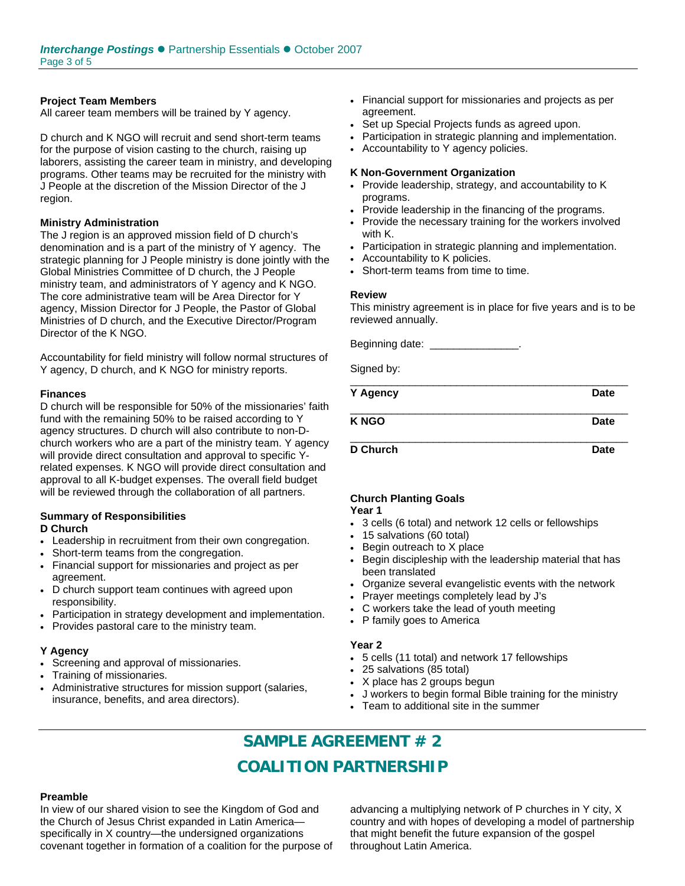**Project Team Members**

All career team members will be trained by Y agency.

D church and K NGO will recruit and send short-term teams for the purpose of vision casting to the church, raising up laborers, assisting the career team in ministry, and developing programs. Other teams may be recruited for the ministry with J People at the discretion of the Mission Director of the J region.

**Ministry Administration**

The J region is an approved mission field of D church's denomination and is a part of the ministry of Y agency. The strategic planning for J People ministry is done jointly with the Global Ministries Committee of D church, the J People ministry team, and administrators of Y agency and K NGO. The core administrative team will be Area Director for Y agency, Mission Director for J People, the Pastor of Global Ministries of D church, and the Executive Director/Program Director of the K NGO.

Accountability for field ministry will follow normal structures of Y agency, D church, and K NGO for ministry reports.

**Finances**

D church will be responsible for 50% of the missionaries' faith fund with the remaining 50% to be raised according to Y agency structures. D church will also contribute to non-D-church workers who are a part of the ministry team. Y agency will provide direct consultation and approval to specific Y-related expenses. K NGO will provide direct consultation and approval to all K-budget expenses. The overall field budget will be reviewed through the collaboration of all partners.

**Summary of Responsibilities**

**D Church**

- Leadership in recruitment from their own congregation.
- Short-term teams from the congregation.
- Financial support for missionaries and project as per agreement.
- D church support team continues with agreed upon responsibility.
- Participation in strategy development and implementation.
- Provides pastoral care to the ministry team.

**Y Agency**

- Screening and approval of missionaries.
- Training of missionaries.
- Administrative structures for mission support (salaries, insurance, benefits, and area directors).
- Financial support for missionaries and projects as per agreement.
- Set up Special Projects funds as agreed upon.
- Participation in strategic planning and implementation.
- Accountability to Y agency policies.

**K Non-Government Organization**

- Provide leadership, strategy, and accountability to K programs.
- Provide leadership in the financing of the programs.
- Provide the necessary training for the workers involved with K.
- Participation in strategic planning and implementation.
- Accountability to K policies.
- Short-term teams from time to time.

**Review**

This ministry agreement is in place for five years and is to be reviewed annually.

Beginning date: _______________.

Signed by:

______________________________________________

**Y Agency** **Date**

______________________________________________

**K NGO** **Date**

______________________________________________

**D Church** **Date**

**Church Planting Goals**

**Year 1**

- 3 cells (6 total) and network 12 cells or fellowships
- 15 salvations (60 total)
- Begin outreach to X place
- Begin discipleship with the leadership material that has been translated
- Organize several evangelistic events with the network
- Prayer meetings completely lead by J's
- C workers take the lead of youth meeting
- P family goes to America

**Year 2**

- 5 cells (11 total) and network 17 fellowships
- 25 salvations (85 total)
- X place has 2 groups begun
- J workers to begin formal Bible training for the ministry
- Team to additional site in the summer

## SAMPLE AGREEMENT # 2

## COALITION PARTNERSHIP

**Preamble**

In view of our shared vision to see the Kingdom of God and the Church of Jesus Christ expanded in Latin America—specifically in X country—the undersigned organizations covenant together in formation of a coalition for the purpose of advancing a multiplying network of P churches in Y city, X country and with hopes of developing a model of partnership that might benefit the future expansion of the gospel throughout Latin America.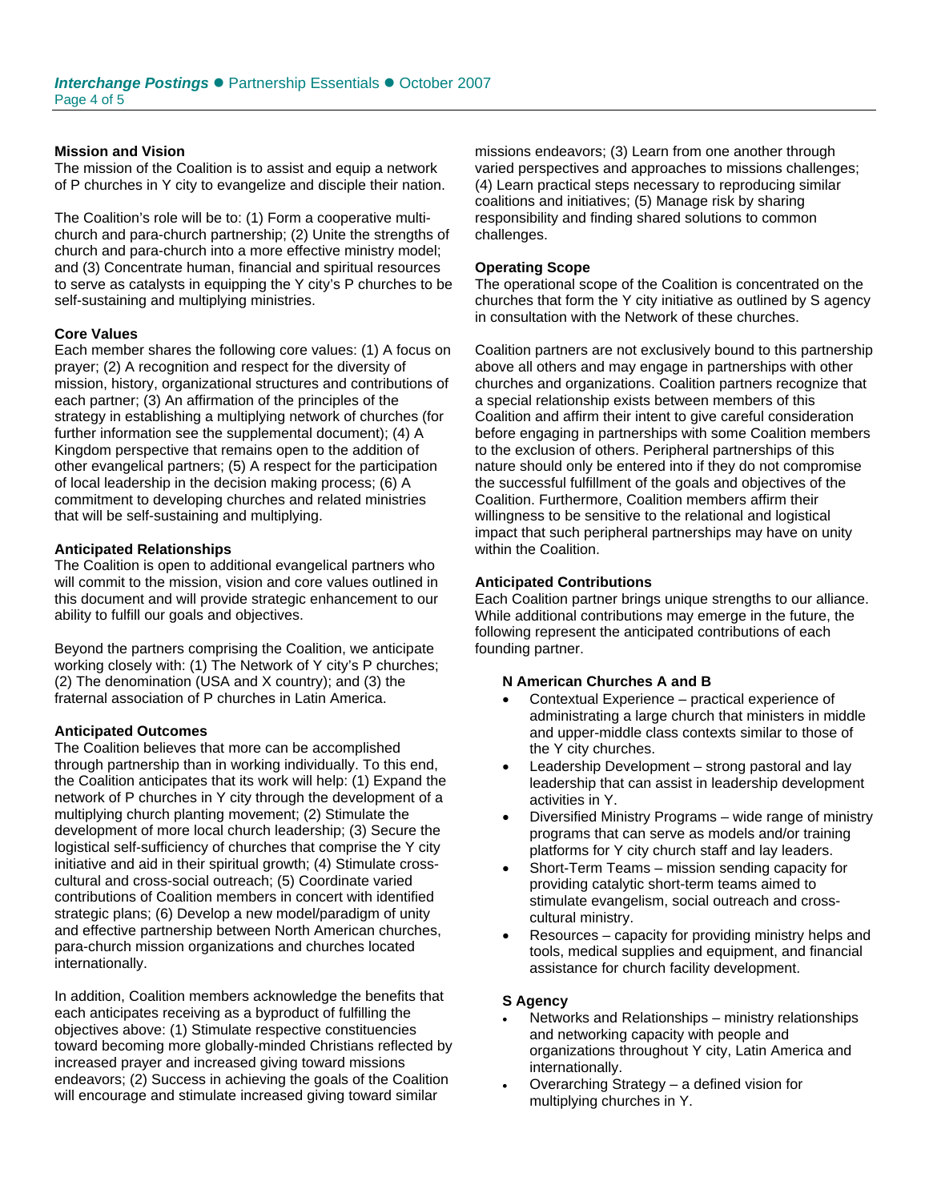**Mission and Vision**

The mission of the Coalition is to assist and equip a network of P churches in Y city to evangelize and disciple their nation.

The Coalition's role will be to: (1) Form a cooperative multi-church and para-church partnership; (2) Unite the strengths of church and para-church into a more effective ministry model; and (3) Concentrate human, financial and spiritual resources to serve as catalysts in equipping the Y city's P churches to be self-sustaining and multiplying ministries.

**Core Values**

Each member shares the following core values: (1) A focus on prayer; (2) A recognition and respect for the diversity of mission, history, organizational structures and contributions of each partner; (3) An affirmation of the principles of the strategy in establishing a multiplying network of churches (for further information see the supplemental document); (4) A Kingdom perspective that remains open to the addition of other evangelical partners; (5) A respect for the participation of local leadership in the decision making process; (6) A commitment to developing churches and related ministries that will be self-sustaining and multiplying.

**Anticipated Relationships**

The Coalition is open to additional evangelical partners who will commit to the mission, vision and core values outlined in this document and will provide strategic enhancement to our ability to fulfill our goals and objectives.

Beyond the partners comprising the Coalition, we anticipate working closely with: (1) The Network of Y city's P churches; (2) The denomination (USA and X country); and (3) the fraternal association of P churches in Latin America.

**Anticipated Outcomes**

The Coalition believes that more can be accomplished through partnership than in working individually. To this end, the Coalition anticipates that its work will help: (1) Expand the network of P churches in Y city through the development of a multiplying church planting movement; (2) Stimulate the development of more local church leadership; (3) Secure the logistical self-sufficiency of churches that comprise the Y city initiative and aid in their spiritual growth; (4) Stimulate cross-cultural and cross-social outreach; (5) Coordinate varied contributions of Coalition members in concert with identified strategic plans; (6) Develop a new model/paradigm of unity and effective partnership between North American churches, para-church mission organizations and churches located internationally.

In addition, Coalition members acknowledge the benefits that each anticipates receiving as a byproduct of fulfilling the objectives above: (1) Stimulate respective constituencies toward becoming more globally-minded Christians reflected by increased prayer and increased giving toward missions endeavors; (2) Success in achieving the goals of the Coalition will encourage and stimulate increased giving toward similar missions endeavors; (3) Learn from one another through varied perspectives and approaches to missions challenges; (4) Learn practical steps necessary to reproducing similar coalitions and initiatives; (5) Manage risk by sharing responsibility and finding shared solutions to common challenges.

**Operating Scope**

The operational scope of the Coalition is concentrated on the churches that form the Y city initiative as outlined by S agency in consultation with the Network of these churches.

Coalition partners are not exclusively bound to this partnership above all others and may engage in partnerships with other churches and organizations. Coalition partners recognize that a special relationship exists between members of this Coalition and affirm their intent to give careful consideration before engaging in partnerships with some Coalition members to the exclusion of others. Peripheral partnerships of this nature should only be entered into if they do not compromise the successful fulfillment of the goals and objectives of the Coalition. Furthermore, Coalition members affirm their willingness to be sensitive to the relational and logistical impact that such peripheral partnerships may have on unity within the Coalition.

**Anticipated Contributions**

Each Coalition partner brings unique strengths to our alliance. While additional contributions may emerge in the future, the following represent the anticipated contributions of each founding partner.

**N American Churches A and B**

- Contextual Experience – practical experience of administrating a large church that ministers in middle and upper-middle class contexts similar to those of the Y city churches.
- Leadership Development – strong pastoral and lay leadership that can assist in leadership development activities in Y.
- Diversified Ministry Programs – wide range of ministry programs that can serve as models and/or training platforms for Y city church staff and lay leaders.
- Short-Term Teams – mission sending capacity for providing catalytic short-term teams aimed to stimulate evangelism, social outreach and cross-cultural ministry.
- Resources – capacity for providing ministry helps and tools, medical supplies and equipment, and financial assistance for church facility development.

**S Agency**

- Networks and Relationships – ministry relationships and networking capacity with people and organizations throughout Y city, Latin America and internationally.
- Overarching Strategy – a defined vision for multiplying churches in Y.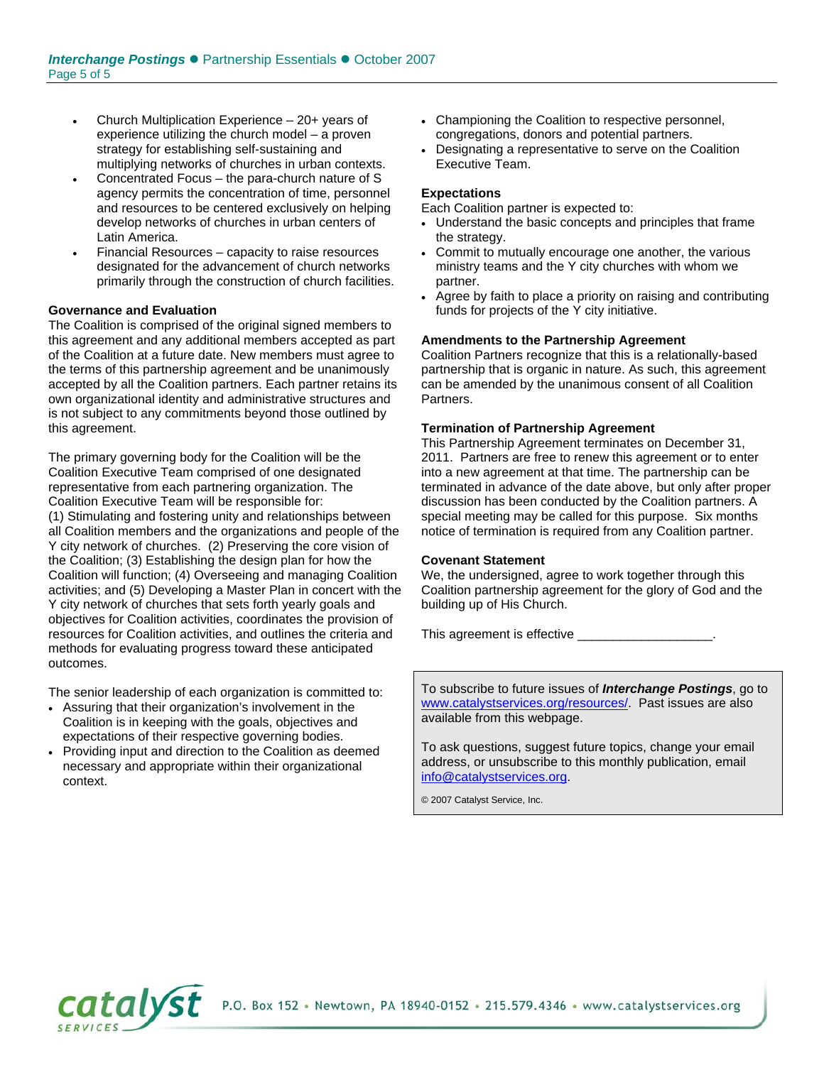- Church Multiplication Experience – 20+ years of experience utilizing the church model – a proven strategy for establishing self-sustaining and multiplying networks of churches in urban contexts.
- Concentrated Focus – the para-church nature of S agency permits the concentration of time, personnel and resources to be centered exclusively on helping develop networks of churches in urban centers of Latin America.
- Financial Resources – capacity to raise resources designated for the advancement of church networks primarily through the construction of church facilities.

**Governance and Evaluation**

The Coalition is comprised of the original signed members to this agreement and any additional members accepted as part of the Coalition at a future date. New members must agree to the terms of this partnership agreement and be unanimously accepted by all the Coalition partners. Each partner retains its own organizational identity and administrative structures and is not subject to any commitments beyond those outlined by this agreement.

The primary governing body for the Coalition will be the Coalition Executive Team comprised of one designated representative from each partnering organization. The Coalition Executive Team will be responsible for:
(1) Stimulating and fostering unity and relationships between all Coalition members and the organizations and people of the Y city network of churches. (2) Preserving the core vision of the Coalition; (3) Establishing the design plan for how the Coalition will function; (4) Overseeing and managing Coalition activities; and (5) Developing a Master Plan in concert with the Y city network of churches that sets forth yearly goals and objectives for Coalition activities, coordinates the provision of resources for Coalition activities, and outlines the criteria and methods for evaluating progress toward these anticipated outcomes.

The senior leadership of each organization is committed to:

- Assuring that their organization's involvement in the Coalition is in keeping with the goals, objectives and expectations of their respective governing bodies.
- Providing input and direction to the Coalition as deemed necessary and appropriate within their organizational context.
- Championing the Coalition to respective personnel, congregations, donors and potential partners.
- Designating a representative to serve on the Coalition Executive Team.

**Expectations**

Each Coalition partner is expected to:

- Understand the basic concepts and principles that frame the strategy.
- Commit to mutually encourage one another, the various ministry teams and the Y city churches with whom we partner.
- Agree by faith to place a priority on raising and contributing funds for projects of the Y city initiative.

**Amendments to the Partnership Agreement**

Coalition Partners recognize that this is a relationally-based partnership that is organic in nature. As such, this agreement can be amended by the unanimous consent of all Coalition Partners.

**Termination of Partnership Agreement**

This Partnership Agreement terminates on December 31, 2011. Partners are free to renew this agreement or to enter into a new agreement at that time. The partnership can be terminated in advance of the date above, but only after proper discussion has been conducted by the Coalition partners. A special meeting may be called for this purpose. Six months notice of termination is required from any Coalition partner.

**Covenant Statement**

We, the undersigned, agree to work together through this Coalition partnership agreement for the glory of God and the building up of His Church.

This agreement is effective ___________________.

To subscribe to future issues of ***Interchange Postings***, go to www.catalystservices.org/resources/. Past issues are also available from this webpage.

To ask questions, suggest future topics, change your email address, or unsubscribe to this monthly publication, email info@catalystservices.org.

© 2007 Catalyst Service, Inc.

catalyst SERVICES P.O. Box 152 • Newtown, PA 18940-0152 • 215.579.4346 • www.catalystservices.org